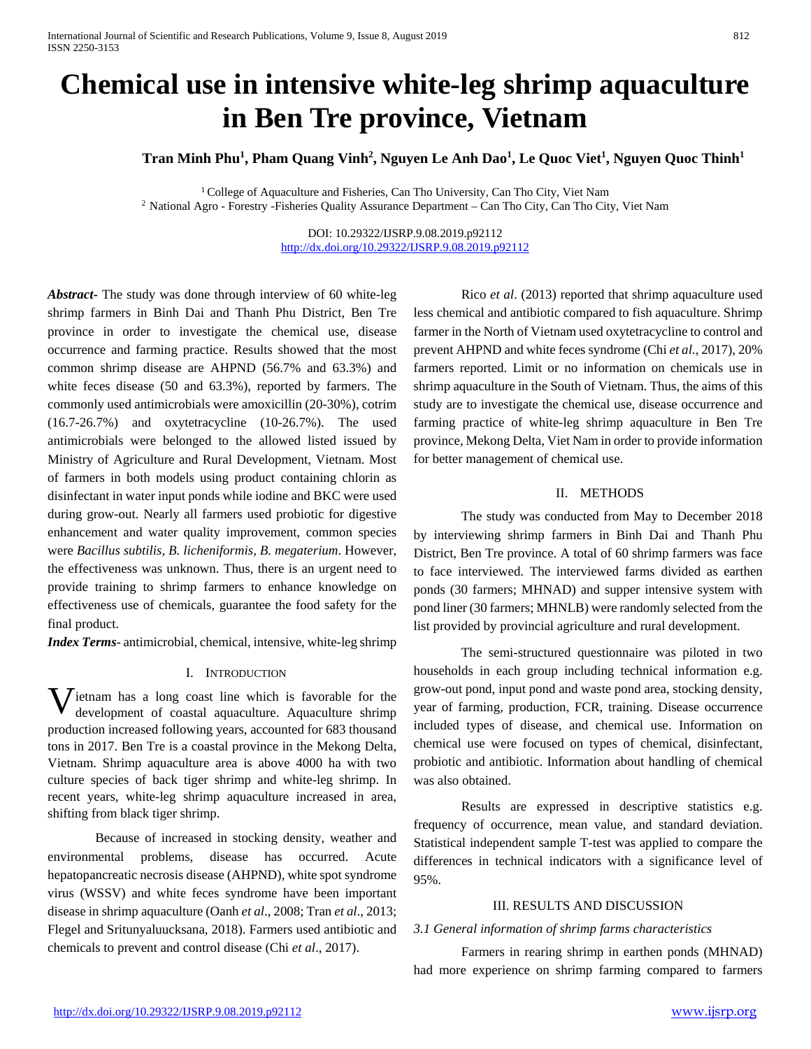# Chemical use in intensive white-leg shrimp aquaculture in Ben Tre province, Vietnam

**Tran Minh Phu[1], Pham Quang Vinh[2], Nguyen Le Anh Dao[1], Le Quoc Viet[1], Nguyen Quoc Thinh[1]**

[1] College of Aquaculture and Fisheries, Can Tho University, Can Tho City, Viet Nam
[2] National Agro - Forestry -Fisheries Quality Assurance Department – Can Tho City, Can Tho City, Viet Nam

DOI: 10.29322/IJSRP.9.08.2019.p92112
http://dx.doi.org/10.29322/IJSRP.9.08.2019.p92112

***Abstract***- The study was done through interview of 60 white-leg shrimp farmers in Binh Dai and Thanh Phu District, Ben Tre province in order to investigate the chemical use, disease occurrence and farming practice. Results showed that the most common shrimp disease are AHPND (56.7% and 63.3%) and white feces disease (50 and 63.3%), reported by farmers. The commonly used antimicrobials were amoxicillin (20-30%), cotrim (16.7-26.7%) and oxytetracycline (10-26.7%). The used antimicrobials were belonged to the allowed listed issued by Ministry of Agriculture and Rural Development, Vietnam. Most of farmers in both models using product containing chlorin as disinfectant in water input ponds while iodine and BKC were used during grow-out. Nearly all farmers used probiotic for digestive enhancement and water quality improvement, common species were *Bacillus subtilis*, *B. licheniformis*, *B. megaterium*. However, the effectiveness was unknown. Thus, there is an urgent need to provide training to shrimp farmers to enhance knowledge on effectiveness use of chemicals, guarantee the food safety for the final product.

***Index Terms***- antimicrobial, chemical, intensive, white-leg shrimp

## I. Introduction

Vietnam has a long coast line which is favorable for the development of coastal aquaculture. Aquaculture shrimp production increased following years, accounted for 683 thousand tons in 2017. Ben Tre is a coastal province in the Mekong Delta, Vietnam. Shrimp aquaculture area is above 4000 ha with two culture species of back tiger shrimp and white-leg shrimp. In recent years, white-leg shrimp aquaculture increased in area, shifting from black tiger shrimp.

Because of increased in stocking density, weather and environmental problems, disease has occurred. Acute hepatopancreatic necrosis disease (AHPND), white spot syndrome virus (WSSV) and white feces syndrome have been important disease in shrimp aquaculture (Oanh *et al*., 2008; Tran *et al*., 2013; Flegel and Sritunyaluucksana, 2018). Farmers used antibiotic and chemicals to prevent and control disease (Chi *et al*., 2017).

Rico *et al*. (2013) reported that shrimp aquaculture used less chemical and antibiotic compared to fish aquaculture. Shrimp farmer in the North of Vietnam used oxytetracycline to control and prevent AHPND and white feces syndrome (Chi *et al*., 2017), 20% farmers reported. Limit or no information on chemicals use in shrimp aquaculture in the South of Vietnam. Thus, the aims of this study are to investigate the chemical use, disease occurrence and farming practice of white-leg shrimp aquaculture in Ben Tre province, Mekong Delta, Viet Nam in order to provide information for better management of chemical use.

## II. METHODS

The study was conducted from May to December 2018 by interviewing shrimp farmers in Binh Dai and Thanh Phu District, Ben Tre province. A total of 60 shrimp farmers was face to face interviewed. The interviewed farms divided as earthen ponds (30 farmers; MHNAD) and supper intensive system with pond liner (30 farmers; MHNLB) were randomly selected from the list provided by provincial agriculture and rural development.

The semi-structured questionnaire was piloted in two households in each group including technical information e.g. grow-out pond, input pond and waste pond area, stocking density, year of farming, production, FCR, training. Disease occurrence included types of disease, and chemical use. Information on chemical use were focused on types of chemical, disinfectant, probiotic and antibiotic. Information about handling of chemical was also obtained.

Results are expressed in descriptive statistics e.g. frequency of occurrence, mean value, and standard deviation. Statistical independent sample T-test was applied to compare the differences in technical indicators with a significance level of 95%.

## III. RESULTS AND DISCUSSION

### *3.1 General information of shrimp farms characteristics*

Farmers in rearing shrimp in earthen ponds (MHNAD) had more experience on shrimp farming compared to farmers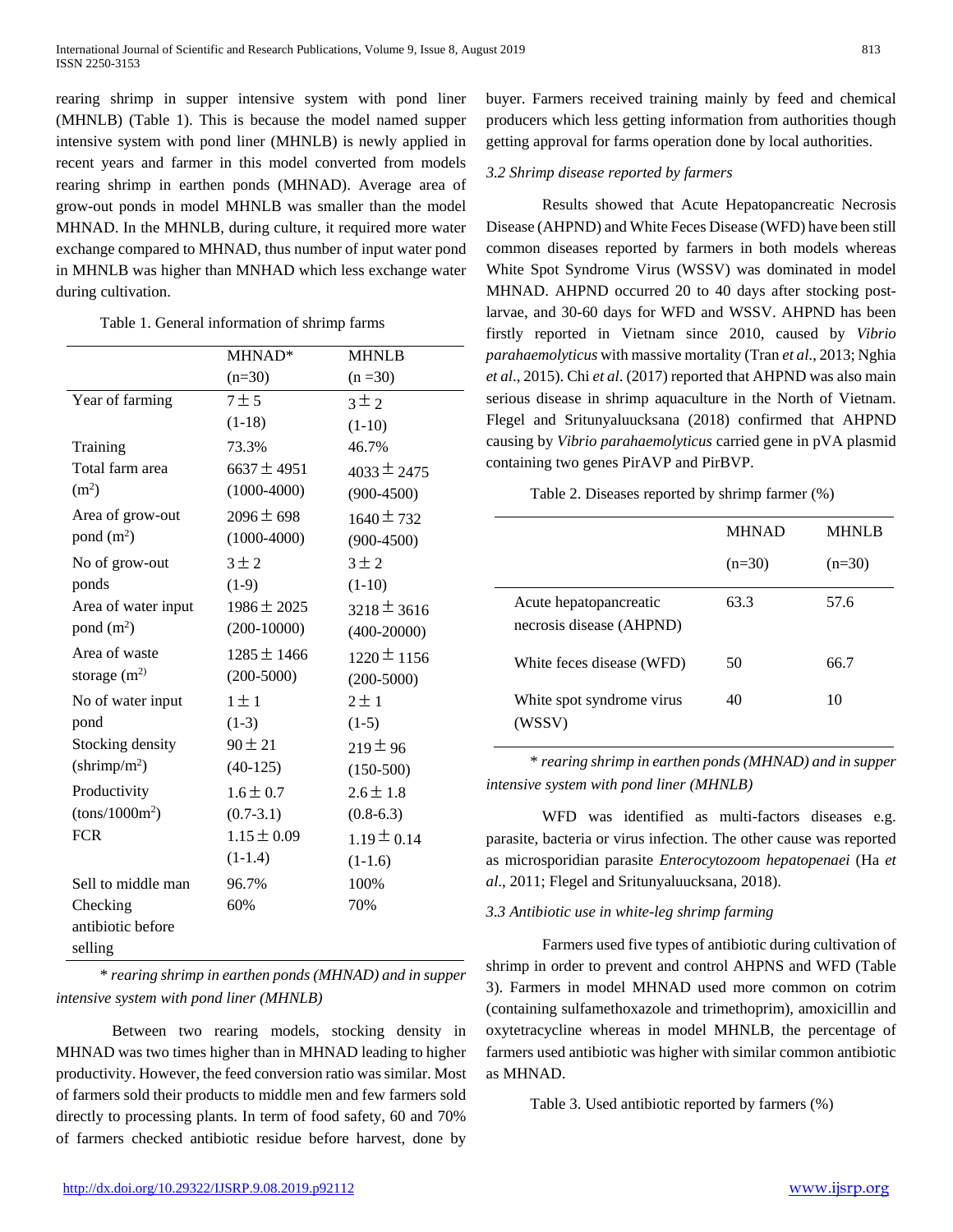rearing shrimp in supper intensive system with pond liner (MHNLB) (Table 1). This is because the model named supper intensive system with pond liner (MHNLB) is newly applied in recent years and farmer in this model converted from models rearing shrimp in earthen ponds (MHNAD). Average area of grow-out ponds in model MHNLB was smaller than the model MHNAD. In the MHNLB, during culture, it required more water exchange compared to MHNAD, thus number of input water pond in MHNLB was higher than MNHAD which less exchange water during cultivation.

Table 1. General information of shrimp farms

| | MHNAD* (n=30) | MHNLB (n =30) |
|---|---|---|
| Year of farming | 7 ± 5 (1-18) | 3 ± 2 (1-10) |
| Training | 73.3% | 46.7% |
| Total farm area ($m^2$) | 6637 ± 4951 (1000-4000) | 4033 ± 2475 (900-4500) |
| Area of grow-out pond ($m^2$) | 2096 ± 698 (1000-4000) | 1640 ± 732 (900-4500) |
| No of grow-out ponds | 3 ± 2 (1-9) | 3 ± 2 (1-10) |
| Area of water input pond ($m^2$) | 1986 ± 2025 (200-10000) | 3218 ± 3616 (400-20000) |
| Area of waste storage ($m^2$) | 1285 ± 1466 (200-5000) | 1220 ± 1156 (200-5000) |
| No of water input pond | 1 ± 1 (1-3) | 2 ± 1 (1-5) |
| Stocking density (shrimp/$m^2$) | 90 ± 21 (40-125) | 219 ± 96 (150-500) |
| Productivity (tons/1000$m^2$) | 1.6 ± 0.7 (0.7-3.1) | 2.6 ± 1.8 (0.8-6.3) |
| FCR | 1.15 ± 0.09 (1-1.4) | 1.19 ± 0.14 (1-1.6) |
| Sell to middle man | 96.7% | 100% |
| Checking antibiotic before selling | 60% | 70% |

\* *rearing shrimp in earthen ponds (MHNAD) and in supper intensive system with pond liner (MHNLB)*

Between two rearing models, stocking density in MHNAD was two times higher than in MHNAD leading to higher productivity. However, the feed conversion ratio was similar. Most of farmers sold their products to middle men and few farmers sold directly to processing plants. In term of food safety, 60 and 70% of farmers checked antibiotic residue before harvest, done by buyer. Farmers received training mainly by feed and chemical producers which less getting information from authorities though getting approval for farms operation done by local authorities.

### *3.2 Shrimp disease reported by farmers*

Results showed that Acute Hepatopancreatic Necrosis Disease (AHPND) and White Feces Disease (WFD) have been still common diseases reported by farmers in both models whereas White Spot Syndrome Virus (WSSV) was dominated in model MHNAD. AHPND occurred 20 to 40 days after stocking post-larvae, and 30-60 days for WFD and WSSV. AHPND has been firstly reported in Vietnam since 2010, caused by *Vibrio parahaemolyticus* with massive mortality (Tran *et al*., 2013; Nghia *et al*., 2015). Chi *et al*. (2017) reported that AHPND was also main serious disease in shrimp aquaculture in the North of Vietnam. Flegel and Sritunyaluucksana (2018) confirmed that AHPND causing by *Vibrio parahaemolyticus* carried gene in pVA plasmid containing two genes PirAVP and PirBVP.

Table 2. Diseases reported by shrimp farmer (%)

| | MHNAD (n=30) | MHNLB (n=30) |
|---|---|---|
| Acute hepatopancreatic necrosis disease (AHPND) | 63.3 | 57.6 |
| White feces disease (WFD) | 50 | 66.7 |
| White spot syndrome virus (WSSV) | 40 | 10 |

\* *rearing shrimp in earthen ponds (MHNAD) and in supper intensive system with pond liner (MHNLB)*

WFD was identified as multi-factors diseases e.g. parasite, bacteria or virus infection. The other cause was reported as microsporidian parasite *Enterocytozoom hepatopenaei* (Ha *et al*., 2011; Flegel and Sritunyaluucksana, 2018).

### *3.3 Antibiotic use in white-leg shrimp farming*

Farmers used five types of antibiotic during cultivation of shrimp in order to prevent and control AHPNS and WFD (Table 3). Farmers in model MHNAD used more common on cotrim (containing sulfamethoxazole and trimethoprim), amoxicillin and oxytetracycline whereas in model MHNLB, the percentage of farmers used antibiotic was higher with similar common antibiotic as MHNAD.

Table 3. Used antibiotic reported by farmers (%)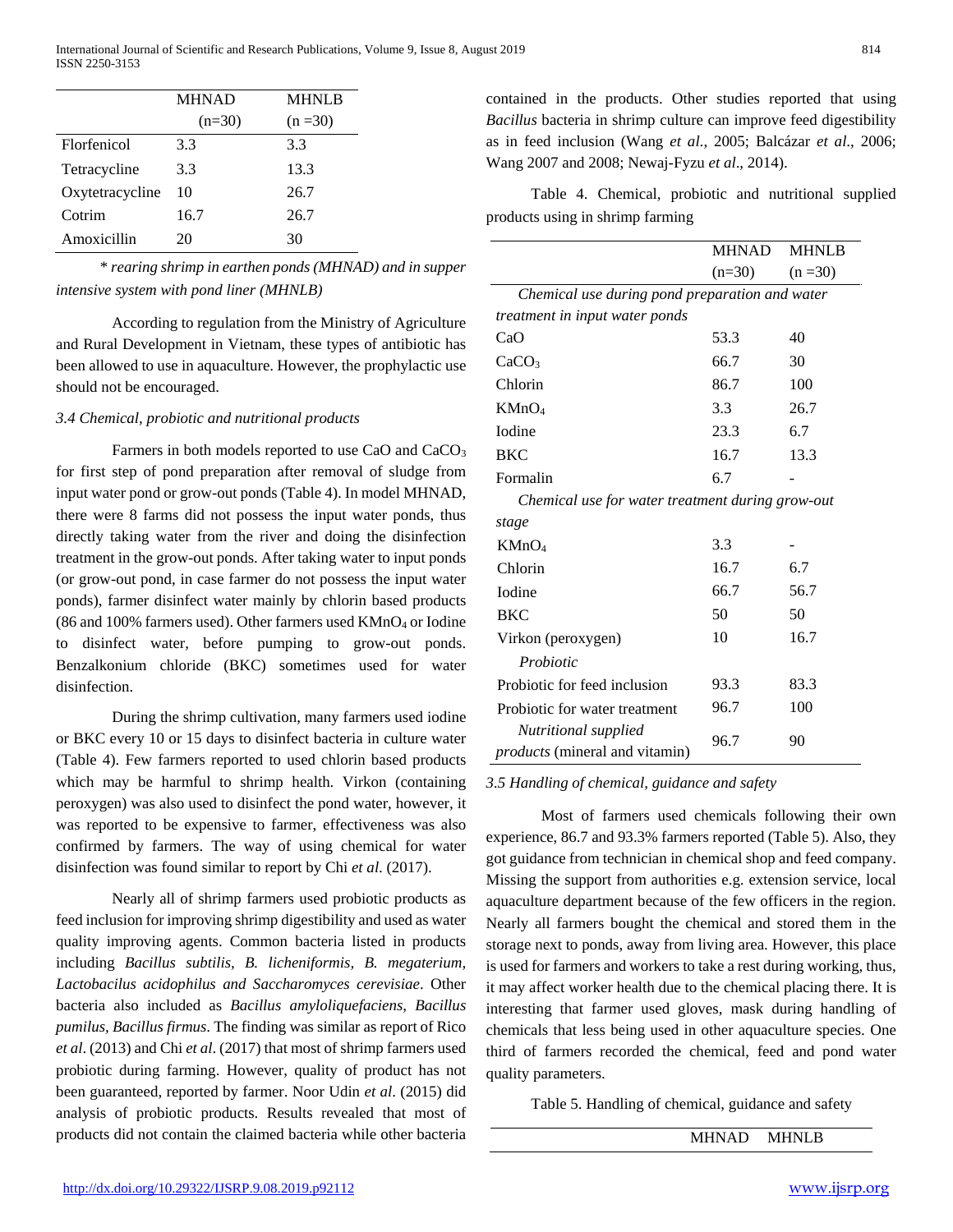| | MHNAD (n=30) | MHNLB (n =30) |
|---|---|---|
| Florfenicol | 3.3 | 3.3 |
| Tetracycline | 3.3 | 13.3 |
| Oxytetracycline | 10 | 26.7 |
| Cotrim | 16.7 | 26.7 |
| Amoxicillin | 20 | 30 |

*\* rearing shrimp in earthen ponds (MHNAD) and in supper intensive system with pond liner (MHNLB)*

According to regulation from the Ministry of Agriculture and Rural Development in Vietnam, these types of antibiotic has been allowed to use in aquaculture. However, the prophylactic use should not be encouraged.

### *3.4 Chemical, probiotic and nutritional products*

Farmers in both models reported to use CaO and $CaCO_3$ for first step of pond preparation after removal of sludge from input water pond or grow-out ponds (Table 4). In model MHNAD, there were 8 farms did not possess the input water ponds, thus directly taking water from the river and doing the disinfection treatment in the grow-out ponds. After taking water to input ponds (or grow-out pond, in case farmer do not possess the input water ponds), farmer disinfect water mainly by chlorin based products (86 and 100% farmers used). Other farmers used $KMnO_4$ or Iodine to disinfect water, before pumping to grow-out ponds. Benzalkonium chloride (BKC) sometimes used for water disinfection.

During the shrimp cultivation, many farmers used iodine or BKC every 10 or 15 days to disinfect bacteria in culture water (Table 4). Few farmers reported to used chlorin based products which may be harmful to shrimp health. Virkon (containing peroxygen) was also used to disinfect the pond water, however, it was reported to be expensive to farmer, effectiveness was also confirmed by farmers. The way of using chemical for water disinfection was found similar to report by Chi *et al.* (2017).

Nearly all of shrimp farmers used probiotic products as feed inclusion for improving shrimp digestibility and used as water quality improving agents. Common bacteria listed in products including *Bacillus subtilis, B. licheniformis, B. megaterium, Lactobacilus acidophilus and Saccharomyces cerevisiae*. Other bacteria also included as *Bacillus amyloliquefaciens, Bacillus pumilus, Bacillus firmus*. The finding was similar as report of Rico *et al*. (2013) and Chi *et al*. (2017) that most of shrimp farmers used probiotic during farming. However, quality of product has not been guaranteed, reported by farmer. Noor Udin *et al*. (2015) did analysis of probiotic products. Results revealed that most of products did not contain the claimed bacteria while other bacteria contained in the products. Other studies reported that using *Bacillus* bacteria in shrimp culture can improve feed digestibility as in feed inclusion (Wang *et al.*, 2005; Balcázar *et al.,* 2006; Wang 2007 and 2008; Newaj-Fyzu *et al*., 2014).

Table 4. Chemical, probiotic and nutritional supplied products using in shrimp farming

| | MHNAD (n=30) | MHNLB (n =30) |
|---|---|---|
| *Chemical use during pond preparation and water treatment in input water ponds* | | |
| CaO | 53.3 | 40 |
| $CaCO_3$ | 66.7 | 30 |
| Chlorin | 86.7 | 100 |
| $KMnO_4$ | 3.3 | 26.7 |
| Iodine | 23.3 | 6.7 |
| BKC | 16.7 | 13.3 |
| Formalin | 6.7 | - |
| *Chemical use for water treatment during grow-out stage* | | |
| $KMnO_4$ | 3.3 | - |
| Chlorin | 16.7 | 6.7 |
| Iodine | 66.7 | 56.7 |
| BKC | 50 | 50 |
| Virkon (peroxygen) | 10 | 16.7 |
| *Probiotic* | | |
| Probiotic for feed inclusion | 93.3 | 83.3 |
| Probiotic for water treatment | 96.7 | 100 |
| *Nutritional supplied products* (mineral and vitamin) | 96.7 | 90 |

### *3.5 Handling of chemical, guidance and safety*

Most of farmers used chemicals following their own experience, 86.7 and 93.3% farmers reported (Table 5). Also, they got guidance from technician in chemical shop and feed company. Missing the support from authorities e.g. extension service, local aquaculture department because of the few officers in the region. Nearly all farmers bought the chemical and stored them in the storage next to ponds, away from living area. However, this place is used for farmers and workers to take a rest during working, thus, it may affect worker health due to the chemical placing there. It is interesting that farmer used gloves, mask during handling of chemicals that less being used in other aquaculture species. One third of farmers recorded the chemical, feed and pond water quality parameters.

Table 5. Handling of chemical, guidance and safety

| | MHNAD | MHNLB |
|---|---|---|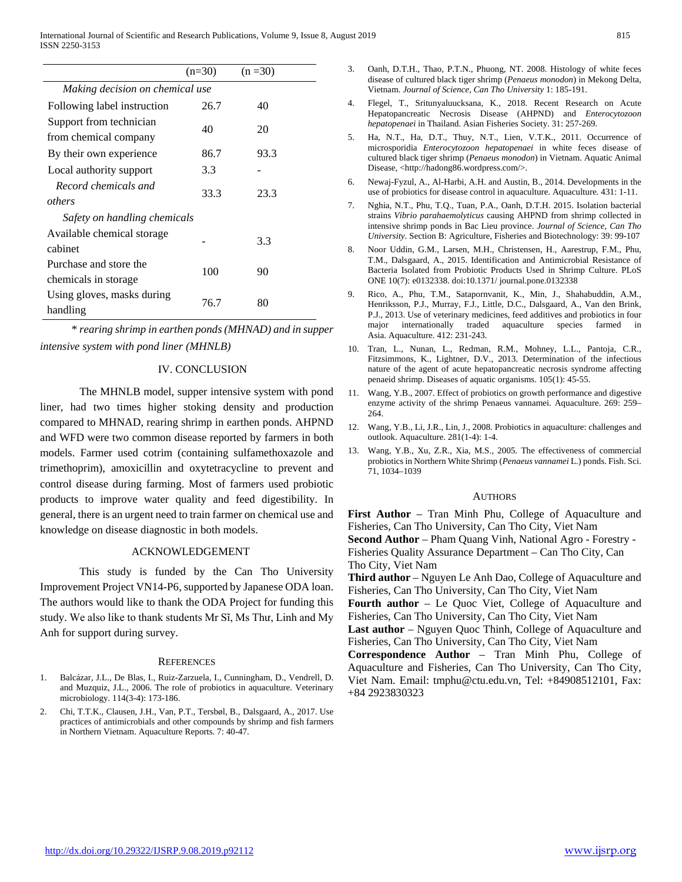| | (n=30) | (n =30) |
|---|---|---|
| *Making decision on chemical use* | | |
| Following label instruction | 26.7 | 40 |
| Support from technician from chemical company | 40 | 20 |
| By their own experience | 86.7 | 93.3 |
| Local authority support | 3.3 | - |
| *Record chemicals and others* | 33.3 | 23.3 |
| *Safety on handling chemicals* | | |
| Available chemical storage cabinet | - | 3.3 |
| Purchase and store the chemicals in storage | 100 | 90 |
| Using gloves, masks during handling | 76.7 | 80 |

*\* rearing shrimp in earthen ponds (MHNAD) and in supper intensive system with pond liner (MHNLB)*

## IV. CONCLUSION

The MHNLB model, supper intensive system with pond liner, had two times higher stoking density and production compared to MHNAD, rearing shrimp in earthen ponds. AHPND and WFD were two common disease reported by farmers in both models. Farmer used cotrim (containing sulfamethoxazole and trimethoprim), amoxicillin and oxytetracycline to prevent and control disease during farming. Most of farmers used probiotic products to improve water quality and feed digestibility. In general, there is an urgent need to train farmer on chemical use and knowledge on disease diagnostic in both models.

## ACKNOWLEDGEMENT

This study is funded by the Can Tho University Improvement Project VN14-P6, supported by Japanese ODA loan. The authors would like to thank the ODA Project for funding this study. We also like to thank students Mr Sĩ, Ms Thư, Linh and My Anh for support during survey.

## REFERENCES

1. Balcázar, J.L., De Blas, I., Ruiz-Zarzuela, I., Cunningham, D., Vendrell, D. and Muzquiz, J.L., 2006. The role of probiotics in aquaculture. Veterinary microbiology. 114(3-4): 173-186.
2. Chi, T.T.K., Clausen, J.H., Van, P.T., Tersbøl, B., Dalsgaard, A., 2017. Use practices of antimicrobials and other compounds by shrimp and fish farmers in Northern Vietnam. Aquaculture Reports. 7: 40-47.
3. Oanh, D.T.H., Thao, P.T.N., Phuong, NT. 2008. Histology of white feces disease of cultured black tiger shrimp (*Penaeus monodon*) in Mekong Delta, Vietnam. *Journal of Science, Can Tho University* 1: 185-191.
4. Flegel, T., Sritunyaluucksana, K., 2018. Recent Research on Acute Hepatopancreatic Necrosis Disease (AHPND) and *Enterocytozoon hepatopenaei* in Thailand. Asian Fisheries Society. 31: 257-269.
5. Ha, N.T., Ha, D.T., Thuy, N.T., Lien, V.T.K., 2011. Occurrence of microsporidia *Enterocytozoon hepatopenaei* in white feces disease of cultured black tiger shrimp (*Penaeus monodon*) in Vietnam. Aquatic Animal Disease, <http://hadong86.wordpress.com/>.
6. Newaj-Fyzul, A., Al-Harbi, A.H. and Austin, B., 2014. Developments in the use of probiotics for disease control in aquaculture. Aquaculture. 431: 1-11.
7. Nghia, N.T., Phu, T.Q., Tuan, P.A., Oanh, D.T.H. 2015. Isolation bacterial strains *Vibrio parahaemolyticus* causing AHPND from shrimp collected in intensive shrimp ponds in Bac Lieu province. *Journal of Science, Can Tho University*. Section B: Agriculture, Fisheries and Biotechnology: 39: 99-107
8. Noor Uddin, G.M., Larsen, M.H., Christensen, H., Aarestrup, F.M., Phu, T.M., Dalsgaard, A., 2015. Identification and Antimicrobial Resistance of Bacteria Isolated from Probiotic Products Used in Shrimp Culture. PLoS ONE 10(7): e0132338. doi:10.1371/ journal.pone.0132338
9. Rico, A., Phu, T.M., Satapornvanit, K., Min, J., Shahabuddin, A.M., Henriksson, P.J., Murray, F.J., Little, D.C., Dalsgaard, A., Van den Brink, P.J., 2013. Use of veterinary medicines, feed additives and probiotics in four major internationally traded aquaculture species farmed in Asia. Aquaculture. 412: 231-243.
10. Tran, L., Nunan, L., Redman, R.M., Mohney, L.L., Pantoja, C.R., Fitzsimmons, K., Lightner, D.V., 2013. Determination of the infectious nature of the agent of acute hepatopancreatic necrosis syndrome affecting penaeid shrimp. Diseases of aquatic organisms. 105(1): 45-55.
11. Wang, Y.B., 2007. Effect of probiotics on growth performance and digestive enzyme activity of the shrimp Penaeus vannamei. Aquaculture. 269: 259–264.
12. Wang, Y.B., Li, J.R., Lin, J., 2008. Probiotics in aquaculture: challenges and outlook. Aquaculture. 281(1-4): 1-4.
13. Wang, Y.B., Xu, Z.R., Xia, M.S., 2005. The effectiveness of commercial probiotics in Northern White Shrimp (*Penaeus vannamei* L.) ponds. Fish. Sci. 71, 1034–1039

## AUTHORS

**First Author** – Tran Minh Phu, College of Aquaculture and Fisheries, Can Tho University, Can Tho City, Viet Nam
**Second Author** – Pham Quang Vinh, National Agro - Forestry - Fisheries Quality Assurance Department – Can Tho City, Can Tho City, Viet Nam
**Third author** – Nguyen Le Anh Dao, College of Aquaculture and Fisheries, Can Tho University, Can Tho City, Viet Nam
**Fourth author** – Le Quoc Viet, College of Aquaculture and Fisheries, Can Tho University, Can Tho City, Viet Nam
**Last author** – Nguyen Quoc Thinh, College of Aquaculture and Fisheries, Can Tho University, Can Tho City, Viet Nam
**Correspondence Author** – Tran Minh Phu, College of Aquaculture and Fisheries, Can Tho University, Can Tho City, Viet Nam. Email: tmphu@ctu.edu.vn, Tel: +84908512101, Fax: +84 2923830323